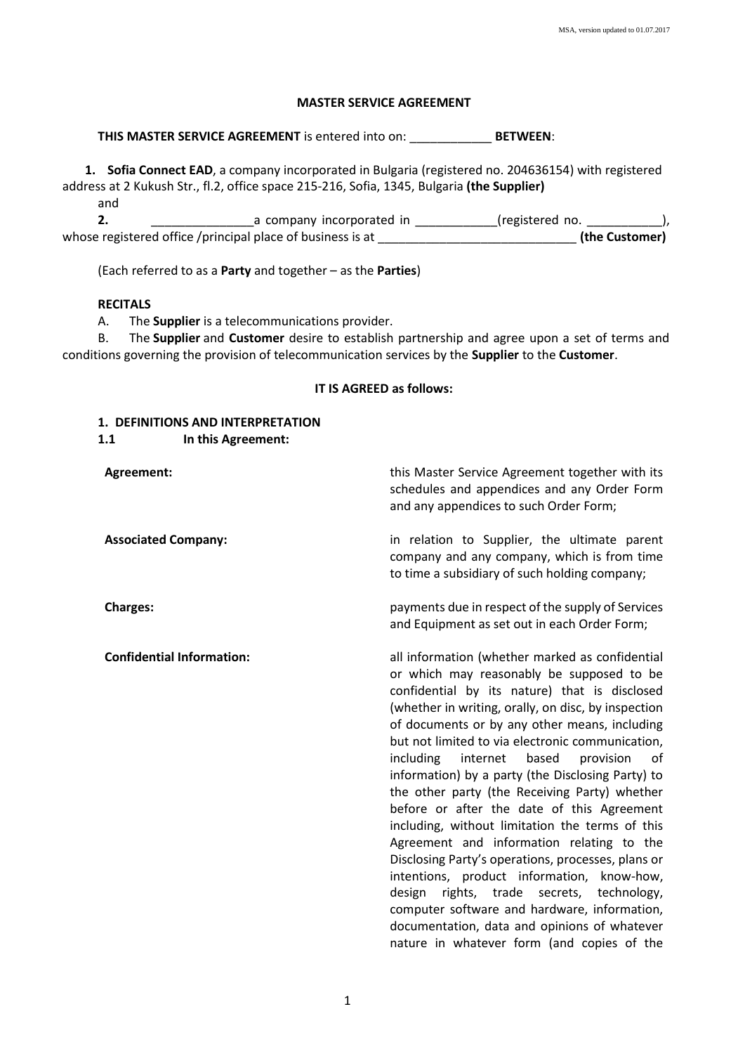# MASTER SERVICE AGREEMENT

**THIS MASTER SERVICE AGREEMENT** is entered into on: ____________ **BETWEEN**:

1. **Sofia Connect EAD**, a company incorporated in Bulgaria (registered no. 204636154) with registered address at 2 Kukush Str., fl.2, office space 215-216, Sofia, 1345, Bulgaria **(the Supplier)**

and

2. _______________a company incorporated in ____________(registered no. ___________), whose registered office /principal place of business is at _____________________________ **(the Customer)**

(Each referred to as a **Party** and together – as the **Parties**)

**RECITALS**

A. The **Supplier** is a telecommunications provider.

B. The **Supplier** and **Customer** desire to establish partnership and agree upon a set of terms and conditions governing the provision of telecommunication services by the **Supplier** to the **Customer**.

**IT IS AGREED as follows:**

**1. DEFINITIONS AND INTERPRETATION**

**1.1 In this Agreement:**

**Agreement:** this Master Service Agreement together with its schedules and appendices and any Order Form and any appendices to such Order Form;

**Associated Company:** in relation to Supplier, the ultimate parent company and any company, which is from time to time a subsidiary of such holding company;

**Charges:** payments due in respect of the supply of Services and Equipment as set out in each Order Form;

**Confidential Information:** all information (whether marked as confidential or which may reasonably be supposed to be confidential by its nature) that is disclosed (whether in writing, orally, on disc, by inspection of documents or by any other means, including but not limited to via electronic communication, including internet based provision of information) by a party (the Disclosing Party) to the other party (the Receiving Party) whether before or after the date of this Agreement including, without limitation the terms of this Agreement and information relating to the Disclosing Party's operations, processes, plans or intentions, product information, know-how, design rights, trade secrets, technology, computer software and hardware, information, documentation, data and opinions of whatever nature in whatever form (and copies of the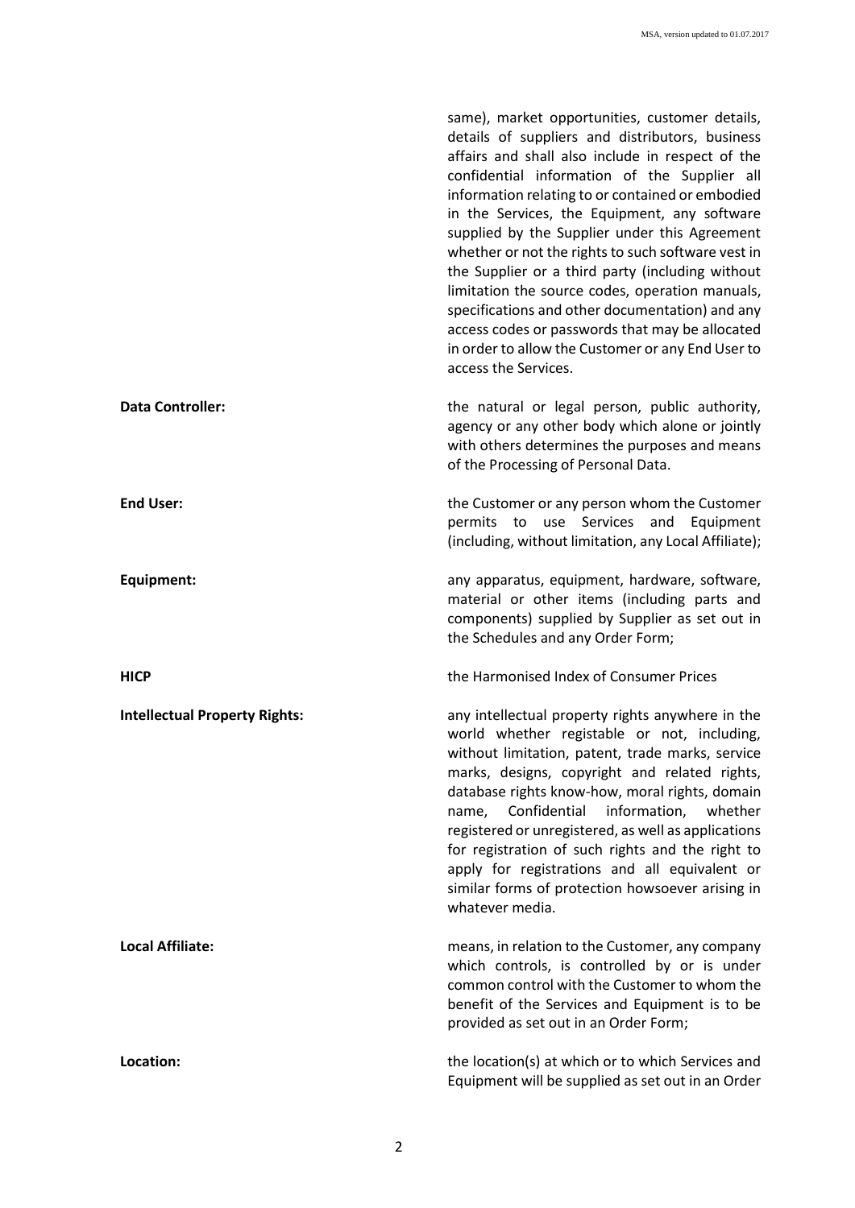same), market opportunities, customer details, details of suppliers and distributors, business affairs and shall also include in respect of the confidential information of the Supplier all information relating to or contained or embodied in the Services, the Equipment, any software supplied by the Supplier under this Agreement whether or not the rights to such software vest in the Supplier or a third party (including without limitation the source codes, operation manuals, specifications and other documentation) and any access codes or passwords that may be allocated in order to allow the Customer or any End User to access the Services.

**Data Controller:** the natural or legal person, public authority, agency or any other body which alone or jointly with others determines the purposes and means of the Processing of Personal Data.

**End User:** the Customer or any person whom the Customer permits to use Services and Equipment (including, without limitation, any Local Affiliate);

**Equipment:** any apparatus, equipment, hardware, software, material or other items (including parts and components) supplied by Supplier as set out in the Schedules and any Order Form;

**HICP** the Harmonised Index of Consumer Prices

**Intellectual Property Rights:** any intellectual property rights anywhere in the world whether registable or not, including, without limitation, patent, trade marks, service marks, designs, copyright and related rights, database rights know-how, moral rights, domain name, Confidential information, whether registered or unregistered, as well as applications for registration of such rights and the right to apply for registrations and all equivalent or similar forms of protection howsoever arising in whatever media.

**Local Affiliate:** means, in relation to the Customer, any company which controls, is controlled by or is under common control with the Customer to whom the benefit of the Services and Equipment is to be provided as set out in an Order Form;

**Location:** the location(s) at which or to which Services and Equipment will be supplied as set out in an Order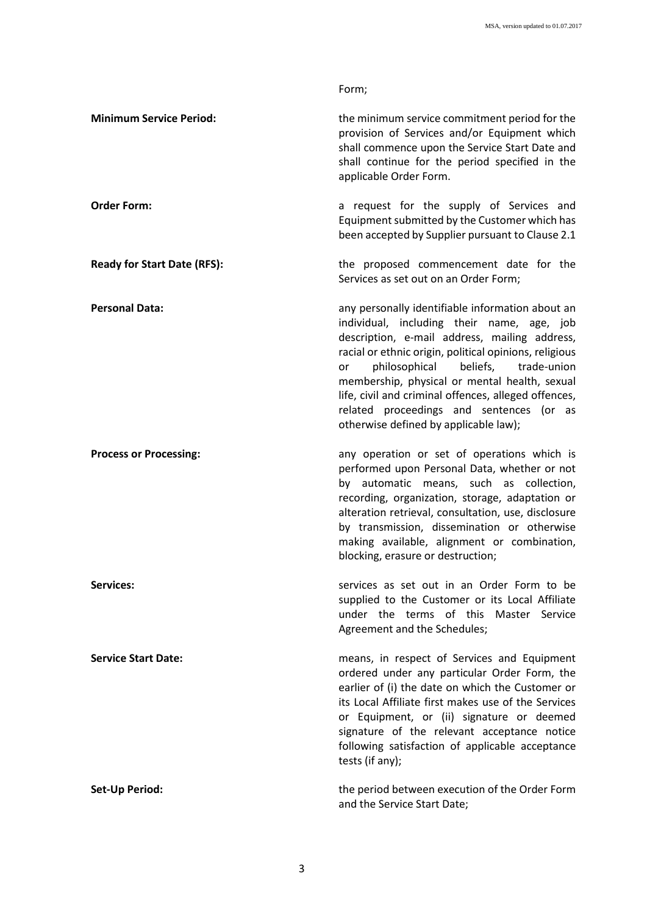Form;

**Minimum Service Period:** the minimum service commitment period for the provision of Services and/or Equipment which shall commence upon the Service Start Date and shall continue for the period specified in the applicable Order Form.

**Order Form:** a request for the supply of Services and Equipment submitted by the Customer which has been accepted by Supplier pursuant to Clause 2.1

**Ready for Start Date (RFS):** the proposed commencement date for the Services as set out on an Order Form;

**Personal Data:** any personally identifiable information about an individual, including their name, age, job description, e-mail address, mailing address, racial or ethnic origin, political opinions, religious or philosophical beliefs, trade-union membership, physical or mental health, sexual life, civil and criminal offences, alleged offences, related proceedings and sentences (or as otherwise defined by applicable law);

**Process or Processing:** any operation or set of operations which is performed upon Personal Data, whether or not by automatic means, such as collection, recording, organization, storage, adaptation or alteration retrieval, consultation, use, disclosure by transmission, dissemination or otherwise making available, alignment or combination, blocking, erasure or destruction;

**Services:** services as set out in an Order Form to be supplied to the Customer or its Local Affiliate under the terms of this Master Service Agreement and the Schedules;

**Service Start Date:** means, in respect of Services and Equipment ordered under any particular Order Form, the earlier of (i) the date on which the Customer or its Local Affiliate first makes use of the Services or Equipment, or (ii) signature or deemed signature of the relevant acceptance notice following satisfaction of applicable acceptance tests (if any);

**Set-Up Period:** the period between execution of the Order Form and the Service Start Date;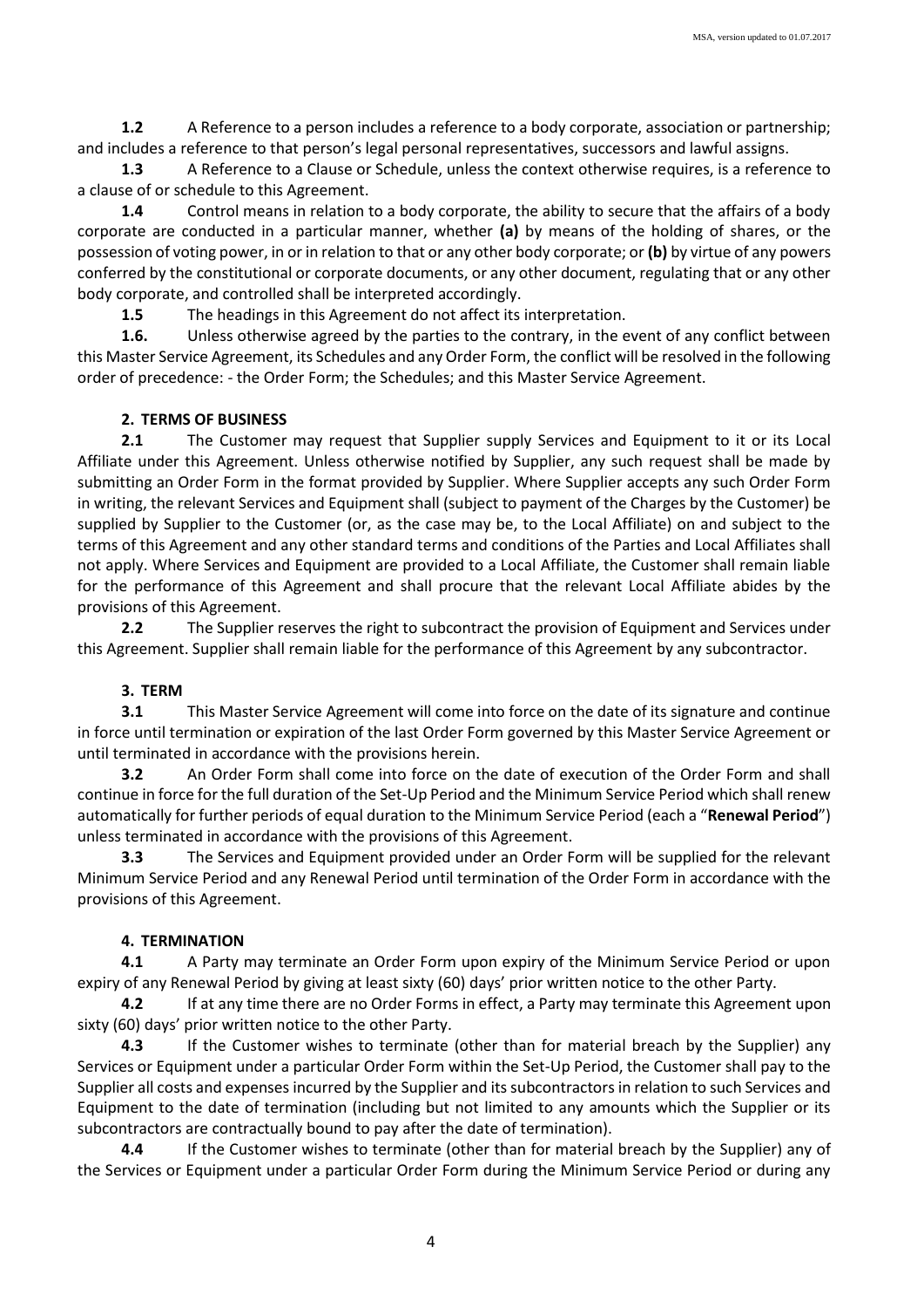**1.2** A Reference to a person includes a reference to a body corporate, association or partnership; and includes a reference to that person's legal personal representatives, successors and lawful assigns.

**1.3** A Reference to a Clause or Schedule, unless the context otherwise requires, is a reference to a clause of or schedule to this Agreement.

**1.4** Control means in relation to a body corporate, the ability to secure that the affairs of a body corporate are conducted in a particular manner, whether **(a)** by means of the holding of shares, or the possession of voting power, in or in relation to that or any other body corporate; or **(b)** by virtue of any powers conferred by the constitutional or corporate documents, or any other document, regulating that or any other body corporate, and controlled shall be interpreted accordingly.

**1.5** The headings in this Agreement do not affect its interpretation.

**1.6.** Unless otherwise agreed by the parties to the contrary, in the event of any conflict between this Master Service Agreement, its Schedules and any Order Form, the conflict will be resolved in the following order of precedence: - the Order Form; the Schedules; and this Master Service Agreement.

## 2. TERMS OF BUSINESS

**2.1** The Customer may request that Supplier supply Services and Equipment to it or its Local Affiliate under this Agreement. Unless otherwise notified by Supplier, any such request shall be made by submitting an Order Form in the format provided by Supplier. Where Supplier accepts any such Order Form in writing, the relevant Services and Equipment shall (subject to payment of the Charges by the Customer) be supplied by Supplier to the Customer (or, as the case may be, to the Local Affiliate) on and subject to the terms of this Agreement and any other standard terms and conditions of the Parties and Local Affiliates shall not apply. Where Services and Equipment are provided to a Local Affiliate, the Customer shall remain liable for the performance of this Agreement and shall procure that the relevant Local Affiliate abides by the provisions of this Agreement.

**2.2** The Supplier reserves the right to subcontract the provision of Equipment and Services under this Agreement. Supplier shall remain liable for the performance of this Agreement by any subcontractor.

## 3. TERM

**3.1** This Master Service Agreement will come into force on the date of its signature and continue in force until termination or expiration of the last Order Form governed by this Master Service Agreement or until terminated in accordance with the provisions herein.

**3.2** An Order Form shall come into force on the date of execution of the Order Form and shall continue in force for the full duration of the Set-Up Period and the Minimum Service Period which shall renew automatically for further periods of equal duration to the Minimum Service Period (each a "**Renewal Period**") unless terminated in accordance with the provisions of this Agreement.

**3.3** The Services and Equipment provided under an Order Form will be supplied for the relevant Minimum Service Period and any Renewal Period until termination of the Order Form in accordance with the provisions of this Agreement.

## 4. TERMINATION

**4.1** A Party may terminate an Order Form upon expiry of the Minimum Service Period or upon expiry of any Renewal Period by giving at least sixty (60) days' prior written notice to the other Party.

**4.2** If at any time there are no Order Forms in effect, a Party may terminate this Agreement upon sixty (60) days' prior written notice to the other Party.

**4.3** If the Customer wishes to terminate (other than for material breach by the Supplier) any Services or Equipment under a particular Order Form within the Set-Up Period, the Customer shall pay to the Supplier all costs and expenses incurred by the Supplier and its subcontractors in relation to such Services and Equipment to the date of termination (including but not limited to any amounts which the Supplier or its subcontractors are contractually bound to pay after the date of termination).

**4.4** If the Customer wishes to terminate (other than for material breach by the Supplier) any of the Services or Equipment under a particular Order Form during the Minimum Service Period or during any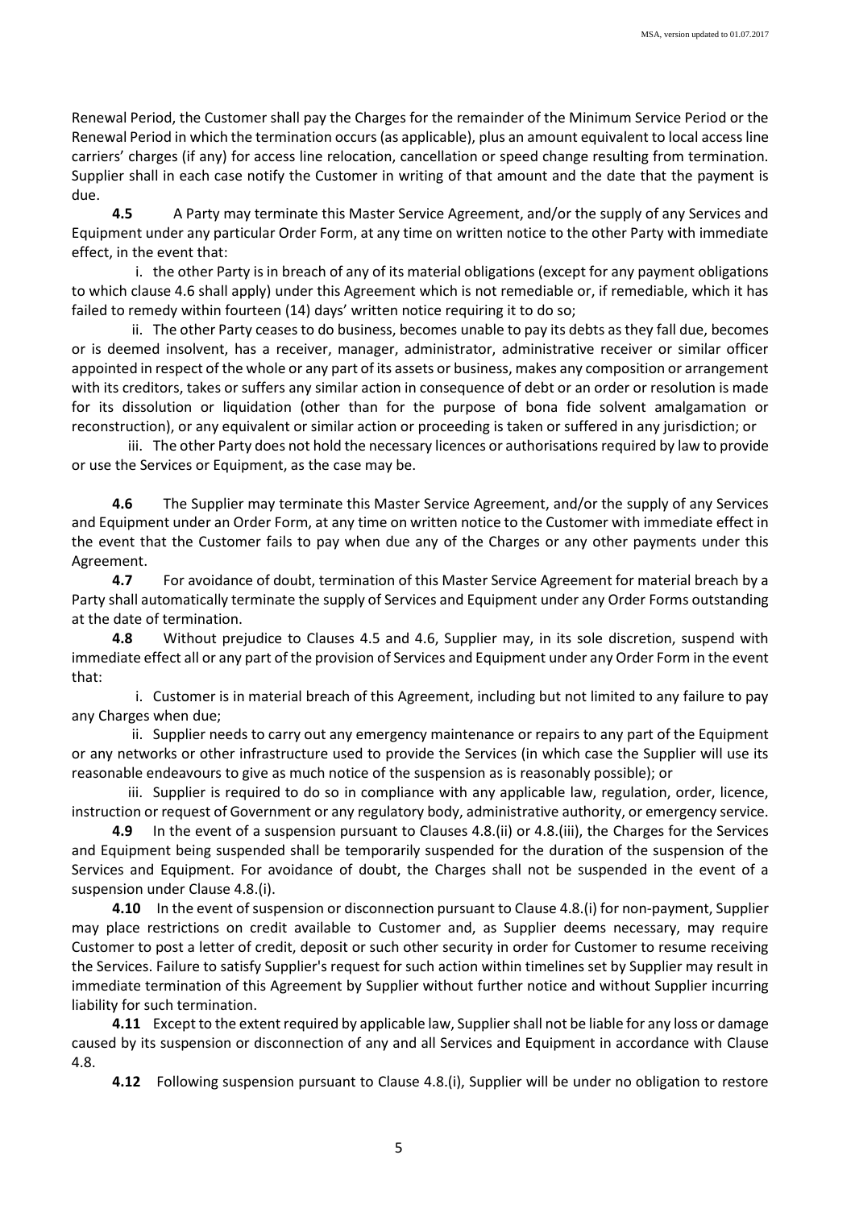Renewal Period, the Customer shall pay the Charges for the remainder of the Minimum Service Period or the Renewal Period in which the termination occurs (as applicable), plus an amount equivalent to local access line carriers' charges (if any) for access line relocation, cancellation or speed change resulting from termination. Supplier shall in each case notify the Customer in writing of that amount and the date that the payment is due.

**4.5** A Party may terminate this Master Service Agreement, and/or the supply of any Services and Equipment under any particular Order Form, at any time on written notice to the other Party with immediate effect, in the event that:

i. the other Party is in breach of any of its material obligations (except for any payment obligations to which clause 4.6 shall apply) under this Agreement which is not remediable or, if remediable, which it has failed to remedy within fourteen (14) days' written notice requiring it to do so;

ii. The other Party ceases to do business, becomes unable to pay its debts as they fall due, becomes or is deemed insolvent, has a receiver, manager, administrator, administrative receiver or similar officer appointed in respect of the whole or any part of its assets or business, makes any composition or arrangement with its creditors, takes or suffers any similar action in consequence of debt or an order or resolution is made for its dissolution or liquidation (other than for the purpose of bona fide solvent amalgamation or reconstruction), or any equivalent or similar action or proceeding is taken or suffered in any jurisdiction; or

iii. The other Party does not hold the necessary licences or authorisations required by law to provide or use the Services or Equipment, as the case may be.

**4.6** The Supplier may terminate this Master Service Agreement, and/or the supply of any Services and Equipment under an Order Form, at any time on written notice to the Customer with immediate effect in the event that the Customer fails to pay when due any of the Charges or any other payments under this Agreement.

**4.7** For avoidance of doubt, termination of this Master Service Agreement for material breach by a Party shall automatically terminate the supply of Services and Equipment under any Order Forms outstanding at the date of termination.

**4.8** Without prejudice to Clauses 4.5 and 4.6, Supplier may, in its sole discretion, suspend with immediate effect all or any part of the provision of Services and Equipment under any Order Form in the event that:

i. Customer is in material breach of this Agreement, including but not limited to any failure to pay any Charges when due;

ii. Supplier needs to carry out any emergency maintenance or repairs to any part of the Equipment or any networks or other infrastructure used to provide the Services (in which case the Supplier will use its reasonable endeavours to give as much notice of the suspension as is reasonably possible); or

iii. Supplier is required to do so in compliance with any applicable law, regulation, order, licence, instruction or request of Government or any regulatory body, administrative authority, or emergency service.

**4.9** In the event of a suspension pursuant to Clauses 4.8.(ii) or 4.8.(iii), the Charges for the Services and Equipment being suspended shall be temporarily suspended for the duration of the suspension of the Services and Equipment. For avoidance of doubt, the Charges shall not be suspended in the event of a suspension under Clause 4.8.(i).

**4.10** In the event of suspension or disconnection pursuant to Clause 4.8.(i) for non-payment, Supplier may place restrictions on credit available to Customer and, as Supplier deems necessary, may require Customer to post a letter of credit, deposit or such other security in order for Customer to resume receiving the Services. Failure to satisfy Supplier's request for such action within timelines set by Supplier may result in immediate termination of this Agreement by Supplier without further notice and without Supplier incurring liability for such termination.

**4.11** Except to the extent required by applicable law, Supplier shall not be liable for any loss or damage caused by its suspension or disconnection of any and all Services and Equipment in accordance with Clause 4.8.

**4.12** Following suspension pursuant to Clause 4.8.(i), Supplier will be under no obligation to restore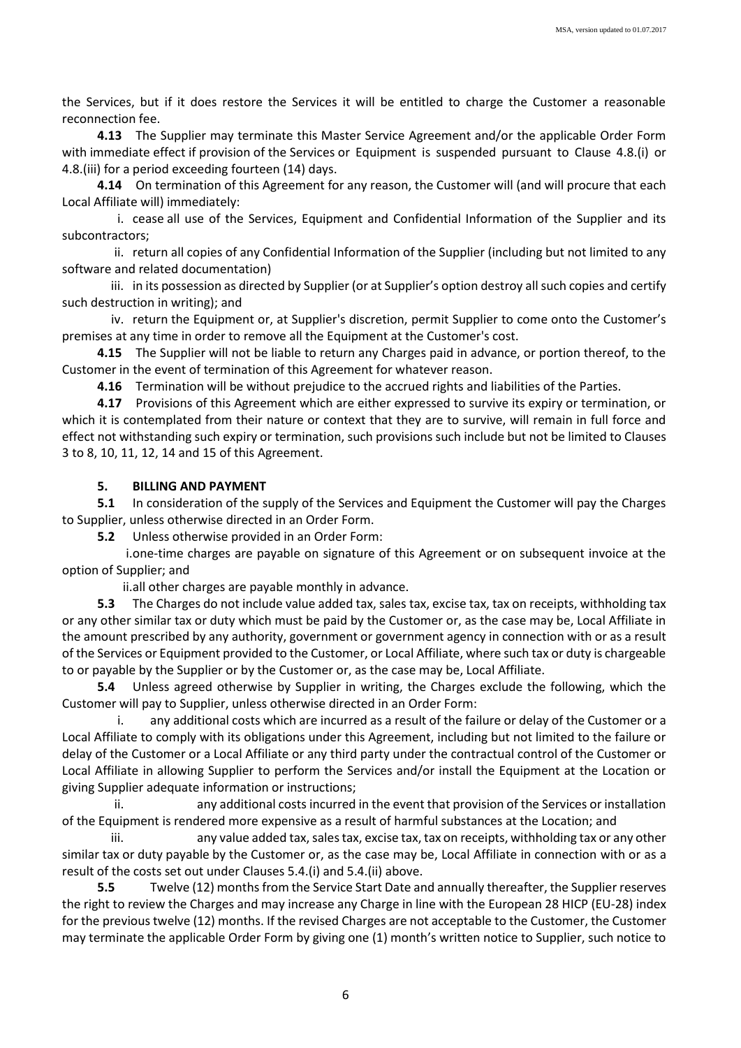the Services, but if it does restore the Services it will be entitled to charge the Customer a reasonable reconnection fee.

**4.13** The Supplier may terminate this Master Service Agreement and/or the applicable Order Form with immediate effect if provision of the Services or Equipment is suspended pursuant to Clause 4.8.(i) or 4.8.(iii) for a period exceeding fourteen (14) days.

**4.14** On termination of this Agreement for any reason, the Customer will (and will procure that each Local Affiliate will) immediately:

i. cease all use of the Services, Equipment and Confidential Information of the Supplier and its subcontractors;

ii. return all copies of any Confidential Information of the Supplier (including but not limited to any software and related documentation)

iii. in its possession as directed by Supplier (or at Supplier's option destroy all such copies and certify such destruction in writing); and

iv. return the Equipment or, at Supplier's discretion, permit Supplier to come onto the Customer's premises at any time in order to remove all the Equipment at the Customer's cost.

**4.15** The Supplier will not be liable to return any Charges paid in advance, or portion thereof, to the Customer in the event of termination of this Agreement for whatever reason.

**4.16** Termination will be without prejudice to the accrued rights and liabilities of the Parties.

**4.17** Provisions of this Agreement which are either expressed to survive its expiry or termination, or which it is contemplated from their nature or context that they are to survive, will remain in full force and effect not withstanding such expiry or termination, such provisions such include but not be limited to Clauses 3 to 8, 10, 11, 12, 14 and 15 of this Agreement.

## 5. BILLING AND PAYMENT

**5.1** In consideration of the supply of the Services and Equipment the Customer will pay the Charges to Supplier, unless otherwise directed in an Order Form.

**5.2** Unless otherwise provided in an Order Form:

i. one-time charges are payable on signature of this Agreement or on subsequent invoice at the option of Supplier; and

ii. all other charges are payable monthly in advance.

**5.3** The Charges do not include value added tax, sales tax, excise tax, tax on receipts, withholding tax or any other similar tax or duty which must be paid by the Customer or, as the case may be, Local Affiliate in the amount prescribed by any authority, government or government agency in connection with or as a result of the Services or Equipment provided to the Customer, or Local Affiliate, where such tax or duty is chargeable to or payable by the Supplier or by the Customer or, as the case may be, Local Affiliate.

**5.4** Unless agreed otherwise by Supplier in writing, the Charges exclude the following, which the Customer will pay to Supplier, unless otherwise directed in an Order Form:

i. any additional costs which are incurred as a result of the failure or delay of the Customer or a Local Affiliate to comply with its obligations under this Agreement, including but not limited to the failure or delay of the Customer or a Local Affiliate or any third party under the contractual control of the Customer or Local Affiliate in allowing Supplier to perform the Services and/or install the Equipment at the Location or giving Supplier adequate information or instructions;

ii. any additional costs incurred in the event that provision of the Services or installation of the Equipment is rendered more expensive as a result of harmful substances at the Location; and

iii. any value added tax, sales tax, excise tax, tax on receipts, withholding tax or any other similar tax or duty payable by the Customer or, as the case may be, Local Affiliate in connection with or as a result of the costs set out under Clauses 5.4.(i) and 5.4.(ii) above.

**5.5** Twelve (12) months from the Service Start Date and annually thereafter, the Supplier reserves the right to review the Charges and may increase any Charge in line with the European 28 HICP (EU-28) index for the previous twelve (12) months. If the revised Charges are not acceptable to the Customer, the Customer may terminate the applicable Order Form by giving one (1) month's written notice to Supplier, such notice to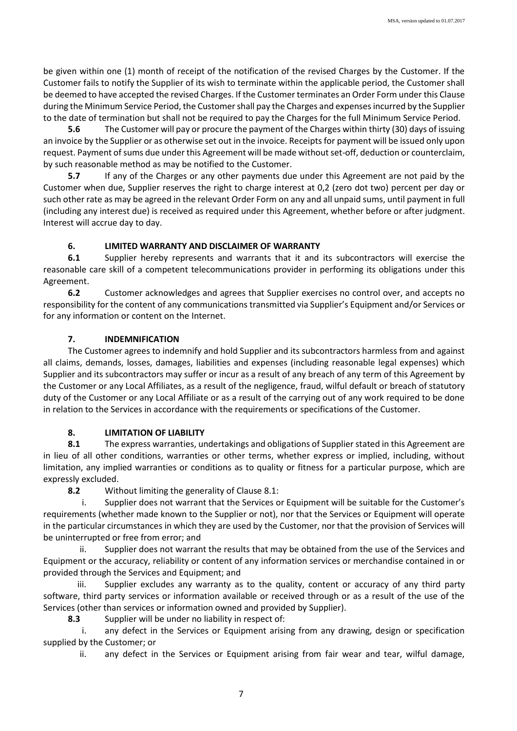be given within one (1) month of receipt of the notification of the revised Charges by the Customer. If the Customer fails to notify the Supplier of its wish to terminate within the applicable period, the Customer shall be deemed to have accepted the revised Charges. If the Customer terminates an Order Form under this Clause during the Minimum Service Period, the Customer shall pay the Charges and expenses incurred by the Supplier to the date of termination but shall not be required to pay the Charges for the full Minimum Service Period.

**5.6** The Customer will pay or procure the payment of the Charges within thirty (30) days of issuing an invoice by the Supplier or as otherwise set out in the invoice. Receipts for payment will be issued only upon request. Payment of sums due under this Agreement will be made without set-off, deduction or counterclaim, by such reasonable method as may be notified to the Customer.

**5.7** If any of the Charges or any other payments due under this Agreement are not paid by the Customer when due, Supplier reserves the right to charge interest at 0,2 (zero dot two) percent per day or such other rate as may be agreed in the relevant Order Form on any and all unpaid sums, until payment in full (including any interest due) is received as required under this Agreement, whether before or after judgment. Interest will accrue day to day.

## 6. LIMITED WARRANTY AND DISCLAIMER OF WARRANTY

**6.1** Supplier hereby represents and warrants that it and its subcontractors will exercise the reasonable care skill of a competent telecommunications provider in performing its obligations under this Agreement.

**6.2** Customer acknowledges and agrees that Supplier exercises no control over, and accepts no responsibility for the content of any communications transmitted via Supplier's Equipment and/or Services or for any information or content on the Internet.

## 7. INDEMNIFICATION

The Customer agrees to indemnify and hold Supplier and its subcontractors harmless from and against all claims, demands, losses, damages, liabilities and expenses (including reasonable legal expenses) which Supplier and its subcontractors may suffer or incur as a result of any breach of any term of this Agreement by the Customer or any Local Affiliates, as a result of the negligence, fraud, wilful default or breach of statutory duty of the Customer or any Local Affiliate or as a result of the carrying out of any work required to be done in relation to the Services in accordance with the requirements or specifications of the Customer.

## 8. LIMITATION OF LIABILITY

**8.1** The express warranties, undertakings and obligations of Supplier stated in this Agreement are in lieu of all other conditions, warranties or other terms, whether express or implied, including, without limitation, any implied warranties or conditions as to quality or fitness for a particular purpose, which are expressly excluded.

**8.2** Without limiting the generality of Clause 8.1:

i. Supplier does not warrant that the Services or Equipment will be suitable for the Customer's requirements (whether made known to the Supplier or not), nor that the Services or Equipment will operate in the particular circumstances in which they are used by the Customer, nor that the provision of Services will be uninterrupted or free from error; and

ii. Supplier does not warrant the results that may be obtained from the use of the Services and Equipment or the accuracy, reliability or content of any information services or merchandise contained in or provided through the Services and Equipment; and

iii. Supplier excludes any warranty as to the quality, content or accuracy of any third party software, third party services or information available or received through or as a result of the use of the Services (other than services or information owned and provided by Supplier).

**8.3** Supplier will be under no liability in respect of:

i. any defect in the Services or Equipment arising from any drawing, design or specification supplied by the Customer; or

ii. any defect in the Services or Equipment arising from fair wear and tear, wilful damage,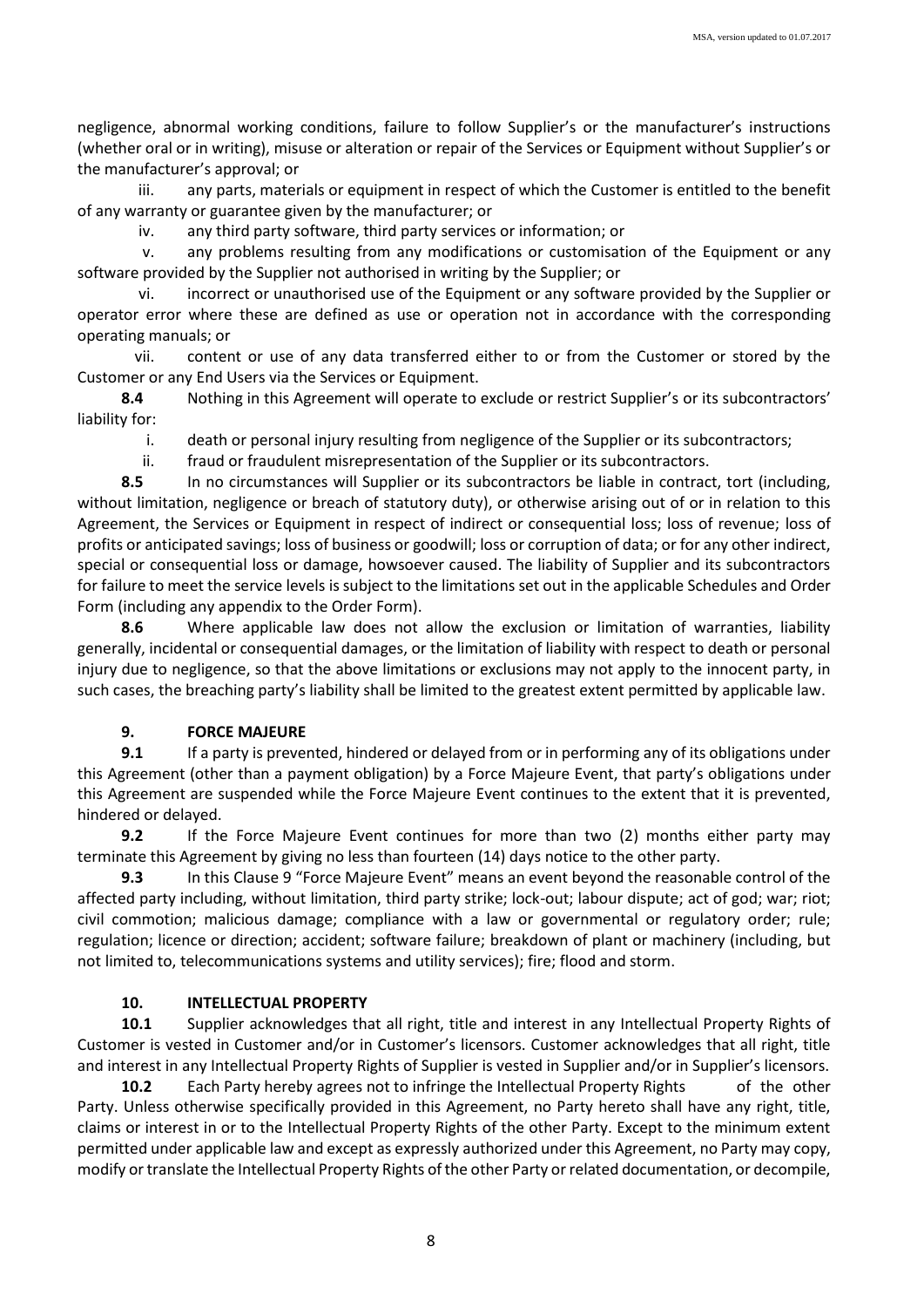negligence, abnormal working conditions, failure to follow Supplier's or the manufacturer's instructions (whether oral or in writing), misuse or alteration or repair of the Services or Equipment without Supplier's or the manufacturer's approval; or

iii. any parts, materials or equipment in respect of which the Customer is entitled to the benefit of any warranty or guarantee given by the manufacturer; or

iv. any third party software, third party services or information; or

v. any problems resulting from any modifications or customisation of the Equipment or any software provided by the Supplier not authorised in writing by the Supplier; or

vi. incorrect or unauthorised use of the Equipment or any software provided by the Supplier or operator error where these are defined as use or operation not in accordance with the corresponding operating manuals; or

vii. content or use of any data transferred either to or from the Customer or stored by the Customer or any End Users via the Services or Equipment.

**8.4** Nothing in this Agreement will operate to exclude or restrict Supplier's or its subcontractors' liability for:

i. death or personal injury resulting from negligence of the Supplier or its subcontractors;

ii. fraud or fraudulent misrepresentation of the Supplier or its subcontractors.

**8.5** In no circumstances will Supplier or its subcontractors be liable in contract, tort (including, without limitation, negligence or breach of statutory duty), or otherwise arising out of or in relation to this Agreement, the Services or Equipment in respect of indirect or consequential loss; loss of revenue; loss of profits or anticipated savings; loss of business or goodwill; loss or corruption of data; or for any other indirect, special or consequential loss or damage, howsoever caused. The liability of Supplier and its subcontractors for failure to meet the service levels is subject to the limitations set out in the applicable Schedules and Order Form (including any appendix to the Order Form).

**8.6** Where applicable law does not allow the exclusion or limitation of warranties, liability generally, incidental or consequential damages, or the limitation of liability with respect to death or personal injury due to negligence, so that the above limitations or exclusions may not apply to the innocent party, in such cases, the breaching party's liability shall be limited to the greatest extent permitted by applicable law.

## 9. FORCE MAJEURE

**9.1** If a party is prevented, hindered or delayed from or in performing any of its obligations under this Agreement (other than a payment obligation) by a Force Majeure Event, that party's obligations under this Agreement are suspended while the Force Majeure Event continues to the extent that it is prevented, hindered or delayed.

**9.2** If the Force Majeure Event continues for more than two (2) months either party may terminate this Agreement by giving no less than fourteen (14) days notice to the other party.

**9.3** In this Clause 9 "Force Majeure Event" means an event beyond the reasonable control of the affected party including, without limitation, third party strike; lock-out; labour dispute; act of god; war; riot; civil commotion; malicious damage; compliance with a law or governmental or regulatory order; rule; regulation; licence or direction; accident; software failure; breakdown of plant or machinery (including, but not limited to, telecommunications systems and utility services); fire; flood and storm.

## 10. INTELLECTUAL PROPERTY

**10.1** Supplier acknowledges that all right, title and interest in any Intellectual Property Rights of Customer is vested in Customer and/or in Customer's licensors. Customer acknowledges that all right, title and interest in any Intellectual Property Rights of Supplier is vested in Supplier and/or in Supplier's licensors.

**10.2** Each Party hereby agrees not to infringe the Intellectual Property Rights of the other Party. Unless otherwise specifically provided in this Agreement, no Party hereto shall have any right, title, claims or interest in or to the Intellectual Property Rights of the other Party. Except to the minimum extent permitted under applicable law and except as expressly authorized under this Agreement, no Party may copy, modify or translate the Intellectual Property Rights of the other Party or related documentation, or decompile,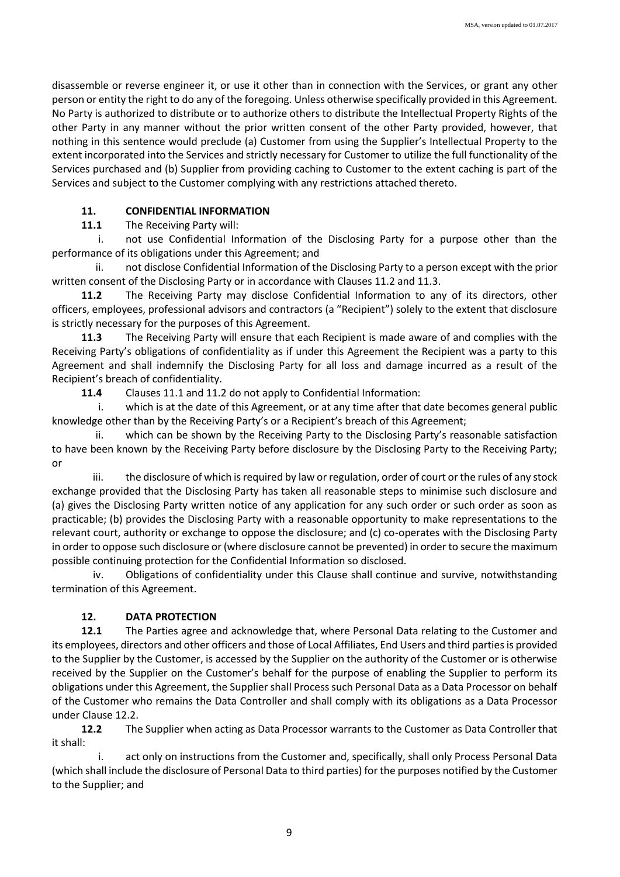disassemble or reverse engineer it, or use it other than in connection with the Services, or grant any other person or entity the right to do any of the foregoing. Unless otherwise specifically provided in this Agreement. No Party is authorized to distribute or to authorize others to distribute the Intellectual Property Rights of the other Party in any manner without the prior written consent of the other Party provided, however, that nothing in this sentence would preclude (a) Customer from using the Supplier's Intellectual Property to the extent incorporated into the Services and strictly necessary for Customer to utilize the full functionality of the Services purchased and (b) Supplier from providing caching to Customer to the extent caching is part of the Services and subject to the Customer complying with any restrictions attached thereto.

## 11. CONFIDENTIAL INFORMATION

**11.1** The Receiving Party will:

i. not use Confidential Information of the Disclosing Party for a purpose other than the performance of its obligations under this Agreement; and

ii. not disclose Confidential Information of the Disclosing Party to a person except with the prior written consent of the Disclosing Party or in accordance with Clauses 11.2 and 11.3.

**11.2** The Receiving Party may disclose Confidential Information to any of its directors, other officers, employees, professional advisors and contractors (a "Recipient") solely to the extent that disclosure is strictly necessary for the purposes of this Agreement.

**11.3** The Receiving Party will ensure that each Recipient is made aware of and complies with the Receiving Party's obligations of confidentiality as if under this Agreement the Recipient was a party to this Agreement and shall indemnify the Disclosing Party for all loss and damage incurred as a result of the Recipient's breach of confidentiality.

**11.4** Clauses 11.1 and 11.2 do not apply to Confidential Information:

i. which is at the date of this Agreement, or at any time after that date becomes general public knowledge other than by the Receiving Party's or a Recipient's breach of this Agreement;

ii. which can be shown by the Receiving Party to the Disclosing Party's reasonable satisfaction to have been known by the Receiving Party before disclosure by the Disclosing Party to the Receiving Party; or

iii. the disclosure of which is required by law or regulation, order of court or the rules of any stock exchange provided that the Disclosing Party has taken all reasonable steps to minimise such disclosure and (a) gives the Disclosing Party written notice of any application for any such order or such order as soon as practicable; (b) provides the Disclosing Party with a reasonable opportunity to make representations to the relevant court, authority or exchange to oppose the disclosure; and (c) co-operates with the Disclosing Party in order to oppose such disclosure or (where disclosure cannot be prevented) in order to secure the maximum possible continuing protection for the Confidential Information so disclosed.

iv. Obligations of confidentiality under this Clause shall continue and survive, notwithstanding termination of this Agreement.

## 12. DATA PROTECTION

**12.1** The Parties agree and acknowledge that, where Personal Data relating to the Customer and its employees, directors and other officers and those of Local Affiliates, End Users and third parties is provided to the Supplier by the Customer, is accessed by the Supplier on the authority of the Customer or is otherwise received by the Supplier on the Customer's behalf for the purpose of enabling the Supplier to perform its obligations under this Agreement, the Supplier shall Process such Personal Data as a Data Processor on behalf of the Customer who remains the Data Controller and shall comply with its obligations as a Data Processor under Clause 12.2.

**12.2** The Supplier when acting as Data Processor warrants to the Customer as Data Controller that it shall:

i. act only on instructions from the Customer and, specifically, shall only Process Personal Data (which shall include the disclosure of Personal Data to third parties) for the purposes notified by the Customer to the Supplier; and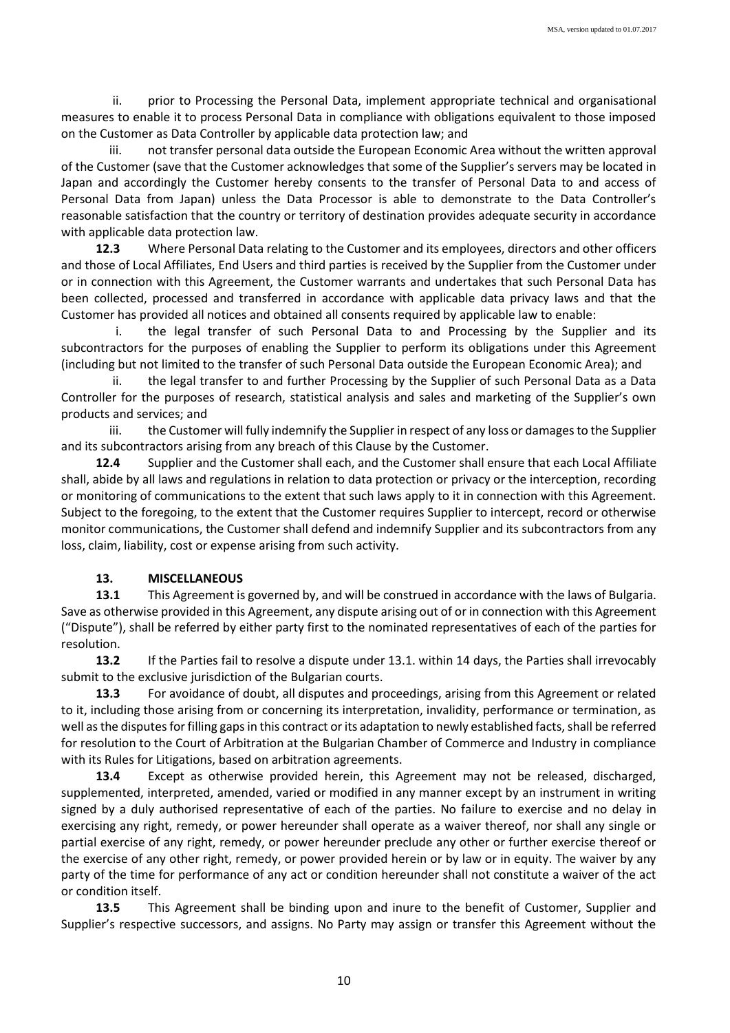ii. prior to Processing the Personal Data, implement appropriate technical and organisational measures to enable it to process Personal Data in compliance with obligations equivalent to those imposed on the Customer as Data Controller by applicable data protection law; and

iii. not transfer personal data outside the European Economic Area without the written approval of the Customer (save that the Customer acknowledges that some of the Supplier's servers may be located in Japan and accordingly the Customer hereby consents to the transfer of Personal Data to and access of Personal Data from Japan) unless the Data Processor is able to demonstrate to the Data Controller's reasonable satisfaction that the country or territory of destination provides adequate security in accordance with applicable data protection law.

**12.3** Where Personal Data relating to the Customer and its employees, directors and other officers and those of Local Affiliates, End Users and third parties is received by the Supplier from the Customer under or in connection with this Agreement, the Customer warrants and undertakes that such Personal Data has been collected, processed and transferred in accordance with applicable data privacy laws and that the Customer has provided all notices and obtained all consents required by applicable law to enable:

i. the legal transfer of such Personal Data to and Processing by the Supplier and its subcontractors for the purposes of enabling the Supplier to perform its obligations under this Agreement (including but not limited to the transfer of such Personal Data outside the European Economic Area); and

ii. the legal transfer to and further Processing by the Supplier of such Personal Data as a Data Controller for the purposes of research, statistical analysis and sales and marketing of the Supplier's own products and services; and

iii. the Customer will fully indemnify the Supplier in respect of any loss or damages to the Supplier and its subcontractors arising from any breach of this Clause by the Customer.

**12.4** Supplier and the Customer shall each, and the Customer shall ensure that each Local Affiliate shall, abide by all laws and regulations in relation to data protection or privacy or the interception, recording or monitoring of communications to the extent that such laws apply to it in connection with this Agreement. Subject to the foregoing, to the extent that the Customer requires Supplier to intercept, record or otherwise monitor communications, the Customer shall defend and indemnify Supplier and its subcontractors from any loss, claim, liability, cost or expense arising from such activity.

## 13. MISCELLANEOUS

**13.1** This Agreement is governed by, and will be construed in accordance with the laws of Bulgaria. Save as otherwise provided in this Agreement, any dispute arising out of or in connection with this Agreement ("Dispute"), shall be referred by either party first to the nominated representatives of each of the parties for resolution.

**13.2** If the Parties fail to resolve a dispute under 13.1. within 14 days, the Parties shall irrevocably submit to the exclusive jurisdiction of the Bulgarian courts.

**13.3** For avoidance of doubt, all disputes and proceedings, arising from this Agreement or related to it, including those arising from or concerning its interpretation, invalidity, performance or termination, as well as the disputes for filling gaps in this contract or its adaptation to newly established facts, shall be referred for resolution to the Court of Arbitration at the Bulgarian Chamber of Commerce and Industry in compliance with its Rules for Litigations, based on arbitration agreements.

**13.4** Except as otherwise provided herein, this Agreement may not be released, discharged, supplemented, interpreted, amended, varied or modified in any manner except by an instrument in writing signed by a duly authorised representative of each of the parties. No failure to exercise and no delay in exercising any right, remedy, or power hereunder shall operate as a waiver thereof, nor shall any single or partial exercise of any right, remedy, or power hereunder preclude any other or further exercise thereof or the exercise of any other right, remedy, or power provided herein or by law or in equity. The waiver by any party of the time for performance of any act or condition hereunder shall not constitute a waiver of the act or condition itself.

**13.5** This Agreement shall be binding upon and inure to the benefit of Customer, Supplier and Supplier's respective successors, and assigns. No Party may assign or transfer this Agreement without the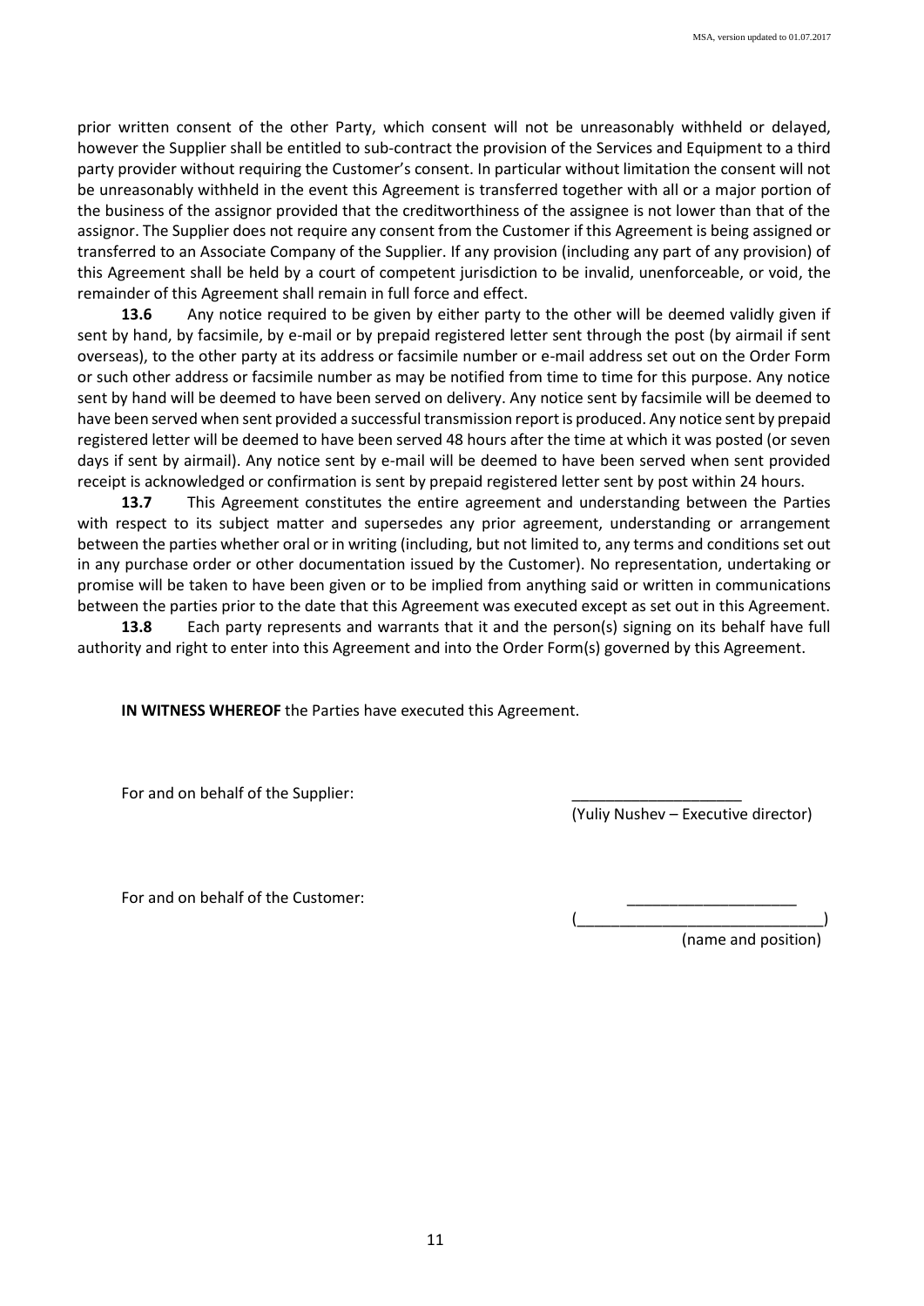prior written consent of the other Party, which consent will not be unreasonably withheld or delayed, however the Supplier shall be entitled to sub-contract the provision of the Services and Equipment to a third party provider without requiring the Customer's consent. In particular without limitation the consent will not be unreasonably withheld in the event this Agreement is transferred together with all or a major portion of the business of the assignor provided that the creditworthiness of the assignee is not lower than that of the assignor. The Supplier does not require any consent from the Customer if this Agreement is being assigned or transferred to an Associate Company of the Supplier. If any provision (including any part of any provision) of this Agreement shall be held by a court of competent jurisdiction to be invalid, unenforceable, or void, the remainder of this Agreement shall remain in full force and effect.

**13.6** Any notice required to be given by either party to the other will be deemed validly given if sent by hand, by facsimile, by e-mail or by prepaid registered letter sent through the post (by airmail if sent overseas), to the other party at its address or facsimile number or e-mail address set out on the Order Form or such other address or facsimile number as may be notified from time to time for this purpose. Any notice sent by hand will be deemed to have been served on delivery. Any notice sent by facsimile will be deemed to have been served when sent provided a successful transmission report is produced. Any notice sent by prepaid registered letter will be deemed to have been served 48 hours after the time at which it was posted (or seven days if sent by airmail). Any notice sent by e-mail will be deemed to have been served when sent provided receipt is acknowledged or confirmation is sent by prepaid registered letter sent by post within 24 hours.

**13.7** This Agreement constitutes the entire agreement and understanding between the Parties with respect to its subject matter and supersedes any prior agreement, understanding or arrangement between the parties whether oral or in writing (including, but not limited to, any terms and conditions set out in any purchase order or other documentation issued by the Customer). No representation, undertaking or promise will be taken to have been given or to be implied from anything said or written in communications between the parties prior to the date that this Agreement was executed except as set out in this Agreement.

**13.8** Each party represents and warrants that it and the person(s) signing on its behalf have full authority and right to enter into this Agreement and into the Order Form(s) governed by this Agreement.

**IN WITNESS WHEREOF** the Parties have executed this Agreement.

For and on behalf of the Supplier:

____________________
(Yuliy Nushev – Executive director)

For and on behalf of the Customer:

____________________
(_____________________________)
(name and position)